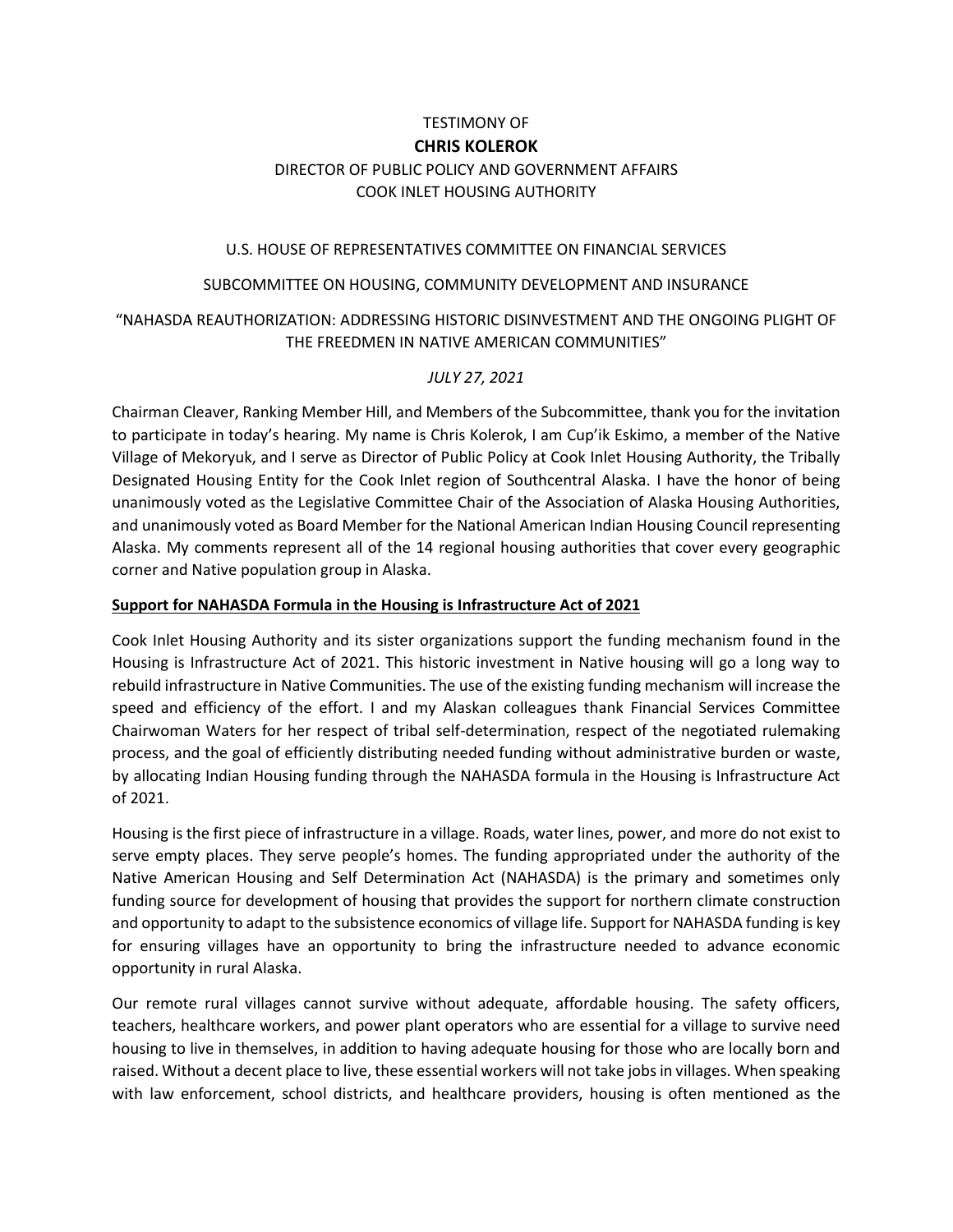TESTIMONY OF

**CHRIS KOLEROK**

DIRECTOR OF PUBLIC POLICY AND GOVERNMENT AFFAIRS
COOK INLET HOUSING AUTHORITY

U.S. HOUSE OF REPRESENTATIVES COMMITTEE ON FINANCIAL SERVICES

SUBCOMMITTEE ON HOUSING, COMMUNITY DEVELOPMENT AND INSURANCE

"NAHASDA REAUTHORIZATION: ADDRESSING HISTORIC DISINVESTMENT AND THE ONGOING PLIGHT OF THE FREEDMEN IN NATIVE AMERICAN COMMUNITIES"

*JULY 27, 2021*

Chairman Cleaver, Ranking Member Hill, and Members of the Subcommittee, thank you for the invitation to participate in today's hearing. My name is Chris Kolerok, I am Cup'ik Eskimo, a member of the Native Village of Mekoryuk, and I serve as Director of Public Policy at Cook Inlet Housing Authority, the Tribally Designated Housing Entity for the Cook Inlet region of Southcentral Alaska. I have the honor of being unanimously voted as the Legislative Committee Chair of the Association of Alaska Housing Authorities, and unanimously voted as Board Member for the National American Indian Housing Council representing Alaska. My comments represent all of the 14 regional housing authorities that cover every geographic corner and Native population group in Alaska.

**Support for NAHASDA Formula in the Housing is Infrastructure Act of 2021**

Cook Inlet Housing Authority and its sister organizations support the funding mechanism found in the Housing is Infrastructure Act of 2021. This historic investment in Native housing will go a long way to rebuild infrastructure in Native Communities. The use of the existing funding mechanism will increase the speed and efficiency of the effort. I and my Alaskan colleagues thank Financial Services Committee Chairwoman Waters for her respect of tribal self-determination, respect of the negotiated rulemaking process, and the goal of efficiently distributing needed funding without administrative burden or waste, by allocating Indian Housing funding through the NAHASDA formula in the Housing is Infrastructure Act of 2021.

Housing is the first piece of infrastructure in a village. Roads, water lines, power, and more do not exist to serve empty places. They serve people's homes. The funding appropriated under the authority of the Native American Housing and Self Determination Act (NAHASDA) is the primary and sometimes only funding source for development of housing that provides the support for northern climate construction and opportunity to adapt to the subsistence economics of village life. Support for NAHASDA funding is key for ensuring villages have an opportunity to bring the infrastructure needed to advance economic opportunity in rural Alaska.

Our remote rural villages cannot survive without adequate, affordable housing. The safety officers, teachers, healthcare workers, and power plant operators who are essential for a village to survive need housing to live in themselves, in addition to having adequate housing for those who are locally born and raised. Without a decent place to live, these essential workers will not take jobs in villages. When speaking with law enforcement, school districts, and healthcare providers, housing is often mentioned as the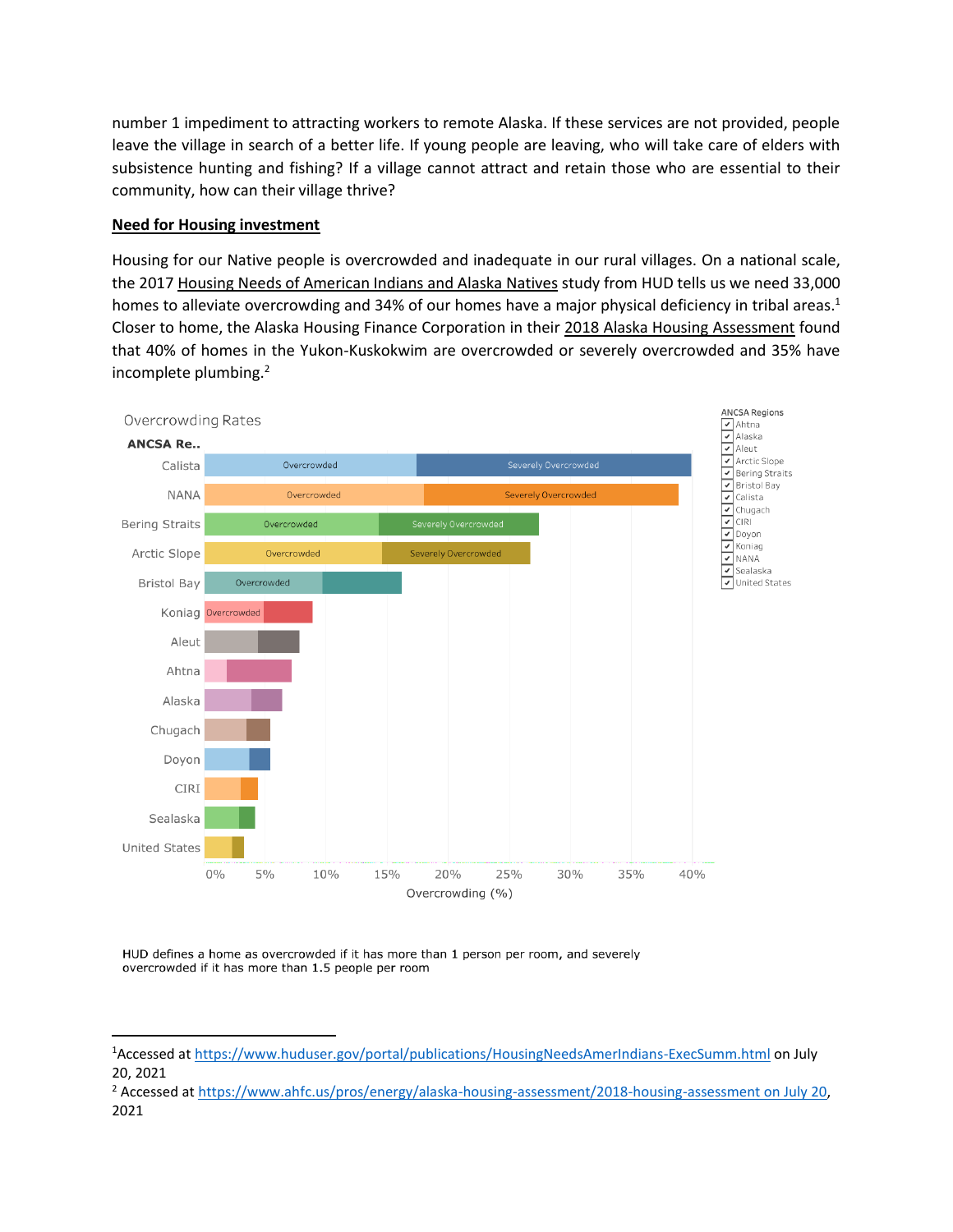number 1 impediment to attracting workers to remote Alaska. If these services are not provided, people leave the village in search of a better life. If young people are leaving, who will take care of elders with subsistence hunting and fishing? If a village cannot attract and retain those who are essential to their community, how can their village thrive?

**Need for Housing investment**

Housing for our Native people is overcrowded and inadequate in our rural villages. On a national scale, the 2017 Housing Needs of American Indians and Alaska Natives study from HUD tells us we need 33,000 homes to alleviate overcrowding and 34% of our homes have a major physical deficiency in tribal areas.[1] Closer to home, the Alaska Housing Finance Corporation in their 2018 Alaska Housing Assessment found that 40% of homes in the Yukon-Kuskokwim are overcrowded or severely overcrowded and 35% have incomplete plumbing.[2]

Overcrowding Rates

HUD defines a home as overcrowded if it has more than 1 person per room, and severely overcrowded if it has more than 1.5 people per room

---

[1] Accessed at https://www.huduser.gov/portal/publications/HousingNeedsAmerIndians-ExecSumm.html on July 20, 2021

[2] Accessed at https://www.ahfc.us/pros/energy/alaska-housing-assessment/2018-housing-assessment on July 20, 2021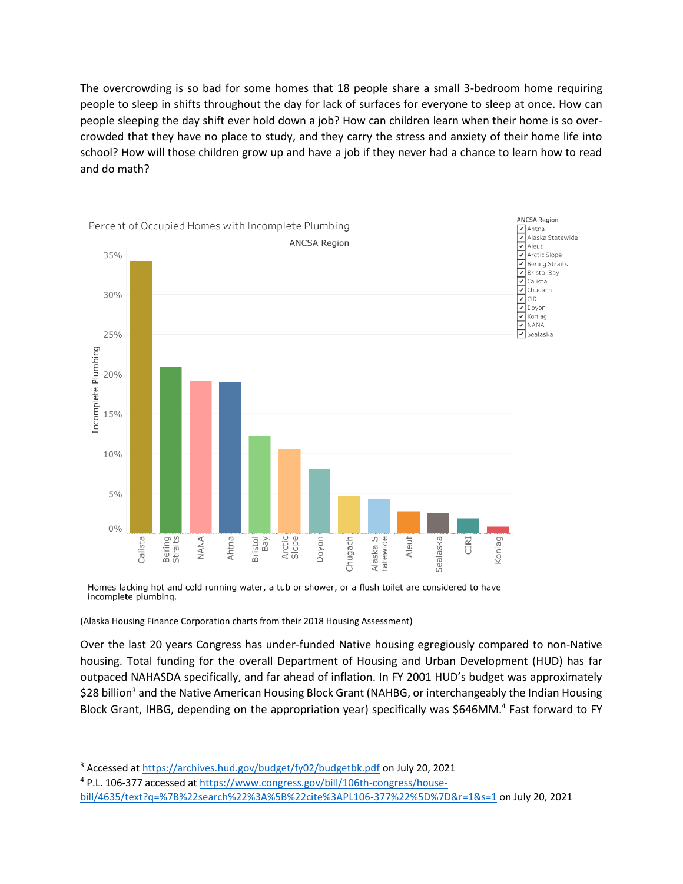The overcrowding is so bad for some homes that 18 people share a small 3-bedroom home requiring people to sleep in shifts throughout the day for lack of surfaces for everyone to sleep at once. How can people sleeping the day shift ever hold down a job? How can children learn when their home is so over-crowded that they have no place to study, and they carry the stress and anxiety of their home life into school? How will those children grow up and have a job if they never had a chance to learn how to read and do math?

Percent of Occupied Homes with Incomplete Plumbing

Homes lacking hot and cold running water, a tub or shower, or a flush toilet are considered to have incomplete plumbing.

(Alaska Housing Finance Corporation charts from their 2018 Housing Assessment)

Over the last 20 years Congress has under-funded Native housing egregiously compared to non-Native housing. Total funding for the overall Department of Housing and Urban Development (HUD) has far outpaced NAHASDA specifically, and far ahead of inflation. In FY 2001 HUD's budget was approximately \$28 billion[3] and the Native American Housing Block Grant (NAHBG, or interchangeably the Indian Housing Block Grant, IHBG, depending on the appropriation year) specifically was \$646MM.[4] Fast forward to FY

---

[3] Accessed at https://archives.hud.gov/budget/fy02/budgetbk.pdf on July 20, 2021

[4] P.L. 106-377 accessed at https://www.congress.gov/bill/106th-congress/house-bill/4635/text?q=%7B%22search%22%3A%5B%22cite%3APL106-377%22%5D%7D&r=1&s=1 on July 20, 2021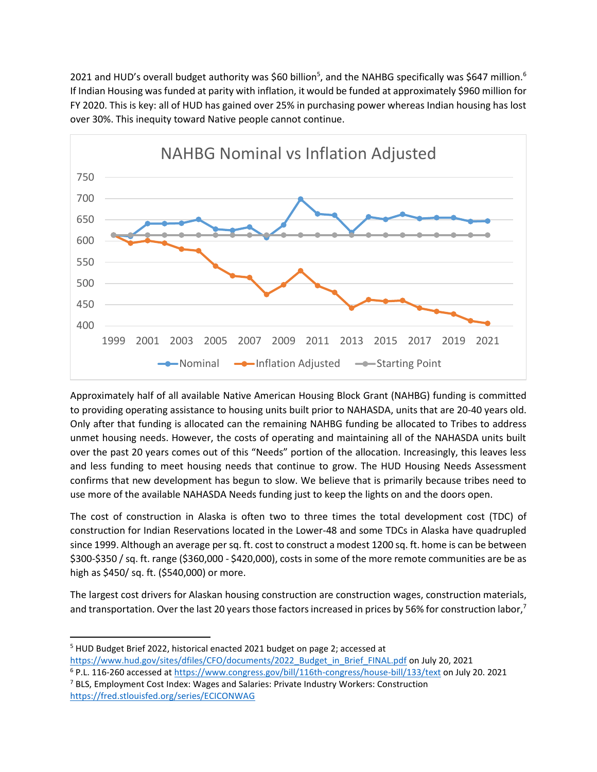2021 and HUD's overall budget authority was $60 billion[5], and the NAHBG specifically was $647 million.[6] If Indian Housing was funded at parity with inflation, it would be funded at approximately $960 million for FY 2020. This is key: all of HUD has gained over 25% in purchasing power whereas Indian housing has lost over 30%. This inequity toward Native people cannot continue.

Approximately half of all available Native American Housing Block Grant (NAHBG) funding is committed to providing operating assistance to housing units built prior to NAHASDA, units that are 20-40 years old. Only after that funding is allocated can the remaining NAHBG funding be allocated to Tribes to address unmet housing needs. However, the costs of operating and maintaining all of the NAHASDA units built over the past 20 years comes out of this "Needs" portion of the allocation. Increasingly, this leaves less and less funding to meet housing needs that continue to grow. The HUD Housing Needs Assessment confirms that new development has begun to slow. We believe that is primarily because tribes need to use more of the available NAHASDA Needs funding just to keep the lights on and the doors open.

The cost of construction in Alaska is often two to three times the total development cost (TDC) of construction for Indian Reservations located in the Lower-48 and some TDCs in Alaska have quadrupled since 1999. Although an average per sq. ft. cost to construct a modest 1200 sq. ft. home is can be between $300-$350 / sq. ft. range ($360,000 - $420,000), costs in some of the more remote communities are be as high as $450/ sq. ft. ($540,000) or more.

The largest cost drivers for Alaskan housing construction are construction wages, construction materials, and transportation. Over the last 20 years those factors increased in prices by 56% for construction labor,[7]

---

[5] HUD Budget Brief 2022, historical enacted 2021 budget on page 2; accessed at https://www.hud.gov/sites/dfiles/CFO/documents/2022_Budget_in_Brief_FINAL.pdf on July 20, 2021

[6] P.L. 116-260 accessed at https://www.congress.gov/bill/116th-congress/house-bill/133/text on July 20. 2021

[7] BLS, Employment Cost Index: Wages and Salaries: Private Industry Workers: Construction https://fred.stlouisfed.org/series/ECICONWAG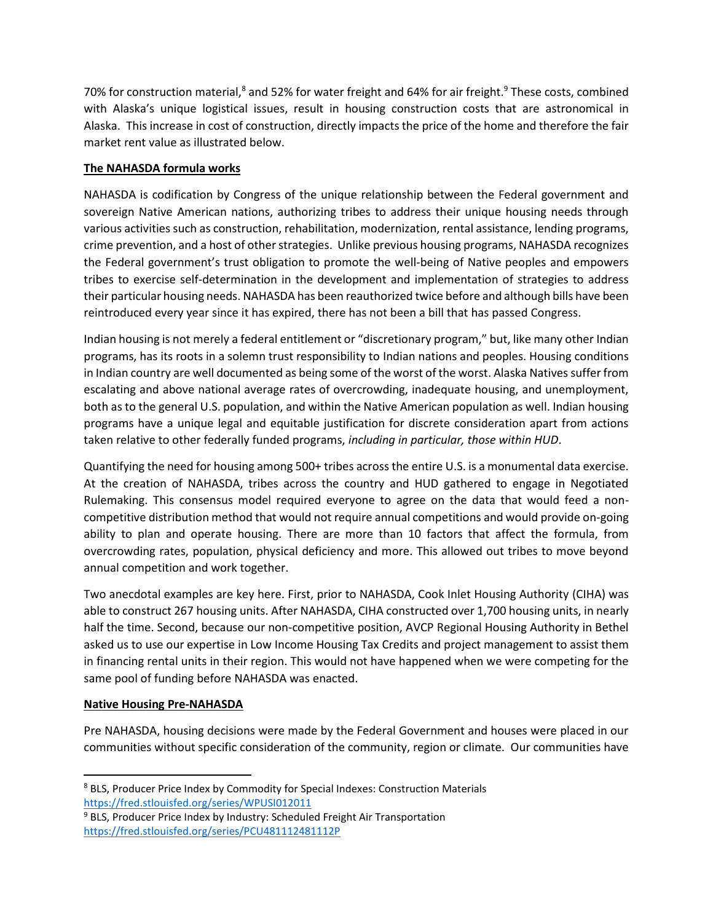70% for construction material,[8] and 52% for water freight and 64% for air freight.[9] These costs, combined with Alaska's unique logistical issues, result in housing construction costs that are astronomical in Alaska. This increase in cost of construction, directly impacts the price of the home and therefore the fair market rent value as illustrated below.

**The NAHASDA formula works**

NAHASDA is codification by Congress of the unique relationship between the Federal government and sovereign Native American nations, authorizing tribes to address their unique housing needs through various activities such as construction, rehabilitation, modernization, rental assistance, lending programs, crime prevention, and a host of other strategies. Unlike previous housing programs, NAHASDA recognizes the Federal government's trust obligation to promote the well-being of Native peoples and empowers tribes to exercise self-determination in the development and implementation of strategies to address their particular housing needs. NAHASDA has been reauthorized twice before and although bills have been reintroduced every year since it has expired, there has not been a bill that has passed Congress.

Indian housing is not merely a federal entitlement or "discretionary program," but, like many other Indian programs, has its roots in a solemn trust responsibility to Indian nations and peoples. Housing conditions in Indian country are well documented as being some of the worst of the worst. Alaska Natives suffer from escalating and above national average rates of overcrowding, inadequate housing, and unemployment, both as to the general U.S. population, and within the Native American population as well. Indian housing programs have a unique legal and equitable justification for discrete consideration apart from actions taken relative to other federally funded programs, *including in particular, those within HUD*.

Quantifying the need for housing among 500+ tribes across the entire U.S. is a monumental data exercise. At the creation of NAHASDA, tribes across the country and HUD gathered to engage in Negotiated Rulemaking. This consensus model required everyone to agree on the data that would feed a non-competitive distribution method that would not require annual competitions and would provide on-going ability to plan and operate housing. There are more than 10 factors that affect the formula, from overcrowding rates, population, physical deficiency and more. This allowed out tribes to move beyond annual competition and work together.

Two anecdotal examples are key here. First, prior to NAHASDA, Cook Inlet Housing Authority (CIHA) was able to construct 267 housing units. After NAHASDA, CIHA constructed over 1,700 housing units, in nearly half the time. Second, because our non-competitive position, AVCP Regional Housing Authority in Bethel asked us to use our expertise in Low Income Housing Tax Credits and project management to assist them in financing rental units in their region. This would not have happened when we were competing for the same pool of funding before NAHASDA was enacted.

**Native Housing Pre-NAHASDA**

Pre NAHASDA, housing decisions were made by the Federal Government and houses were placed in our communities without specific consideration of the community, region or climate. Our communities have

[8] BLS, Producer Price Index by Commodity for Special Indexes: Construction Materials https://fred.stlouisfed.org/series/WPUSI012011

[9] BLS, Producer Price Index by Industry: Scheduled Freight Air Transportation https://fred.stlouisfed.org/series/PCU481112481112P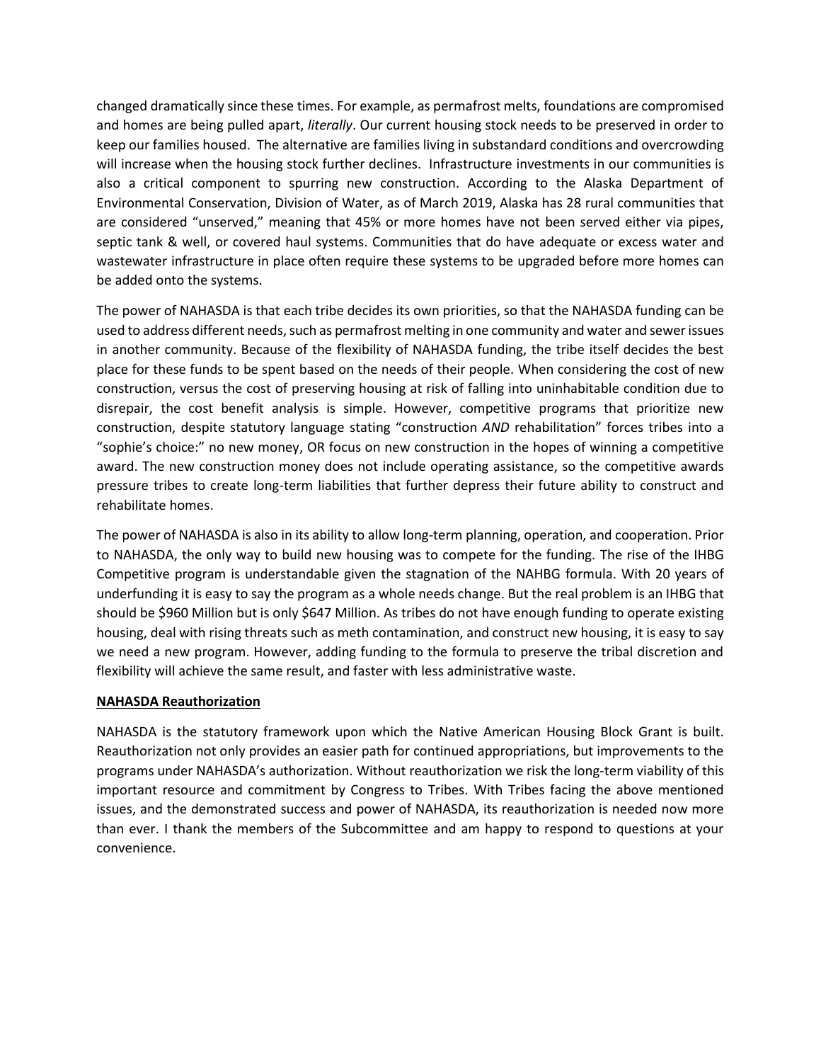changed dramatically since these times. For example, as permafrost melts, foundations are compromised and homes are being pulled apart, *literally*. Our current housing stock needs to be preserved in order to keep our families housed. The alternative are families living in substandard conditions and overcrowding will increase when the housing stock further declines. Infrastructure investments in our communities is also a critical component to spurring new construction. According to the Alaska Department of Environmental Conservation, Division of Water, as of March 2019, Alaska has 28 rural communities that are considered "unserved," meaning that 45% or more homes have not been served either via pipes, septic tank & well, or covered haul systems. Communities that do have adequate or excess water and wastewater infrastructure in place often require these systems to be upgraded before more homes can be added onto the systems.

The power of NAHASDA is that each tribe decides its own priorities, so that the NAHASDA funding can be used to address different needs, such as permafrost melting in one community and water and sewer issues in another community. Because of the flexibility of NAHASDA funding, the tribe itself decides the best place for these funds to be spent based on the needs of their people. When considering the cost of new construction, versus the cost of preserving housing at risk of falling into uninhabitable condition due to disrepair, the cost benefit analysis is simple. However, competitive programs that prioritize new construction, despite statutory language stating "construction *AND* rehabilitation" forces tribes into a "sophie's choice:" no new money, OR focus on new construction in the hopes of winning a competitive award. The new construction money does not include operating assistance, so the competitive awards pressure tribes to create long-term liabilities that further depress their future ability to construct and rehabilitate homes.

The power of NAHASDA is also in its ability to allow long-term planning, operation, and cooperation. Prior to NAHASDA, the only way to build new housing was to compete for the funding. The rise of the IHBG Competitive program is understandable given the stagnation of the NAHBG formula. With 20 years of underfunding it is easy to say the program as a whole needs change. But the real problem is an IHBG that should be $960 Million but is only $647 Million. As tribes do not have enough funding to operate existing housing, deal with rising threats such as meth contamination, and construct new housing, it is easy to say we need a new program. However, adding funding to the formula to preserve the tribal discretion and flexibility will achieve the same result, and faster with less administrative waste.

**NAHASDA Reauthorization**

NAHASDA is the statutory framework upon which the Native American Housing Block Grant is built. Reauthorization not only provides an easier path for continued appropriations, but improvements to the programs under NAHASDA's authorization. Without reauthorization we risk the long-term viability of this important resource and commitment by Congress to Tribes. With Tribes facing the above mentioned issues, and the demonstrated success and power of NAHASDA, its reauthorization is needed now more than ever. I thank the members of the Subcommittee and am happy to respond to questions at your convenience.